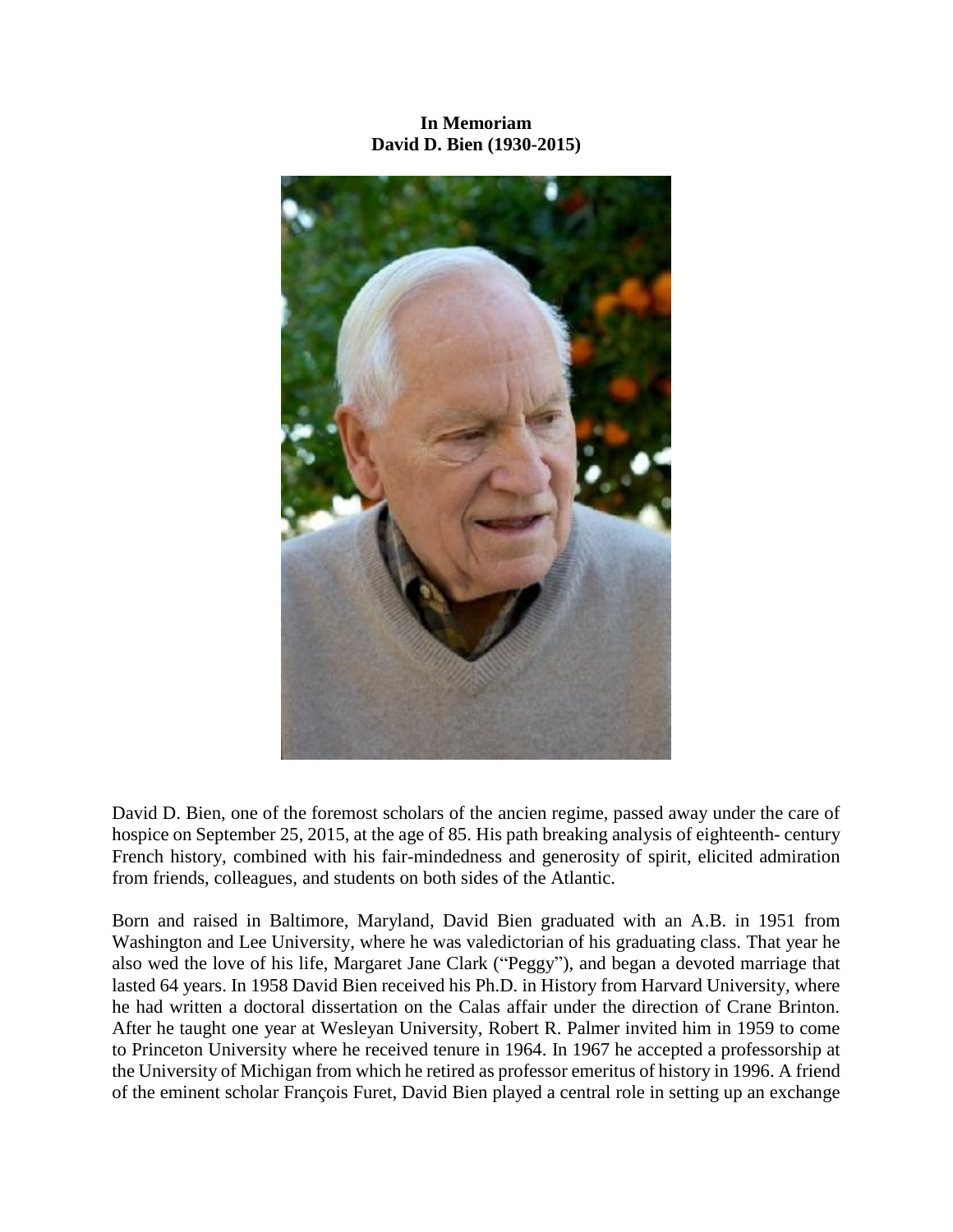**In Memoriam**
**David D. Bien (1930-2015)**

David D. Bien, one of the foremost scholars of the ancien regime, passed away under the care of hospice on September 25, 2015, at the age of 85. His path breaking analysis of eighteenth- century French history, combined with his fair-mindedness and generosity of spirit, elicited admiration from friends, colleagues, and students on both sides of the Atlantic.

Born and raised in Baltimore, Maryland, David Bien graduated with an A.B. in 1951 from Washington and Lee University, where he was valedictorian of his graduating class. That year he also wed the love of his life, Margaret Jane Clark ("Peggy"), and began a devoted marriage that lasted 64 years. In 1958 David Bien received his Ph.D. in History from Harvard University, where he had written a doctoral dissertation on the Calas affair under the direction of Crane Brinton. After he taught one year at Wesleyan University, Robert R. Palmer invited him in 1959 to come to Princeton University where he received tenure in 1964. In 1967 he accepted a professorship at the University of Michigan from which he retired as professor emeritus of history in 1996. A friend of the eminent scholar François Furet, David Bien played a central role in setting up an exchange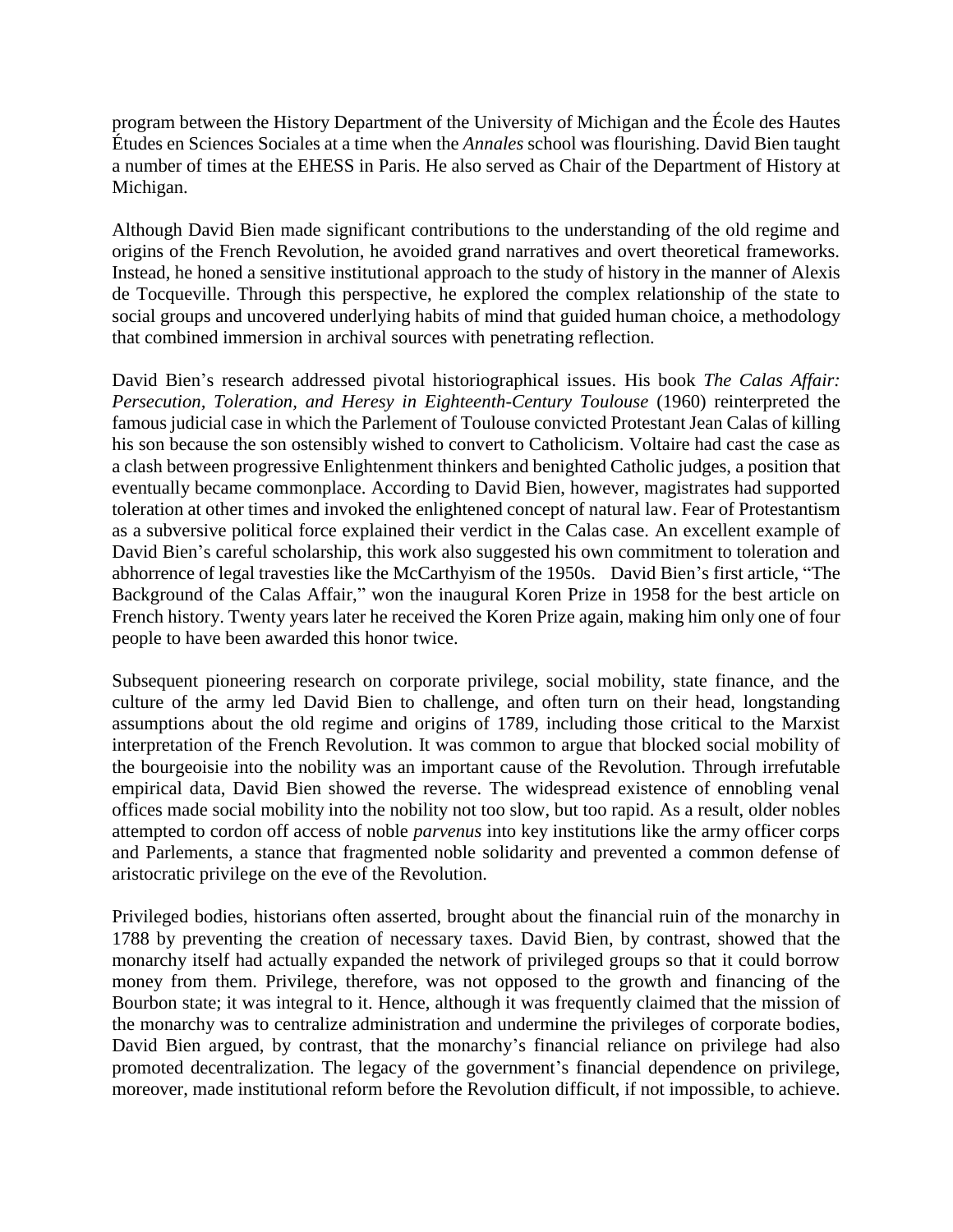program between the History Department of the University of Michigan and the École des Hautes Études en Sciences Sociales at a time when the *Annales* school was flourishing. David Bien taught a number of times at the EHESS in Paris. He also served as Chair of the Department of History at Michigan.

Although David Bien made significant contributions to the understanding of the old regime and origins of the French Revolution, he avoided grand narratives and overt theoretical frameworks. Instead, he honed a sensitive institutional approach to the study of history in the manner of Alexis de Tocqueville. Through this perspective, he explored the complex relationship of the state to social groups and uncovered underlying habits of mind that guided human choice, a methodology that combined immersion in archival sources with penetrating reflection.

David Bien's research addressed pivotal historiographical issues. His book *The Calas Affair: Persecution, Toleration, and Heresy in Eighteenth-Century Toulouse* (1960) reinterpreted the famous judicial case in which the Parlement of Toulouse convicted Protestant Jean Calas of killing his son because the son ostensibly wished to convert to Catholicism. Voltaire had cast the case as a clash between progressive Enlightenment thinkers and benighted Catholic judges, a position that eventually became commonplace. According to David Bien, however, magistrates had supported toleration at other times and invoked the enlightened concept of natural law. Fear of Protestantism as a subversive political force explained their verdict in the Calas case. An excellent example of David Bien's careful scholarship, this work also suggested his own commitment to toleration and abhorrence of legal travesties like the McCarthyism of the 1950s. David Bien's first article, "The Background of the Calas Affair," won the inaugural Koren Prize in 1958 for the best article on French history. Twenty years later he received the Koren Prize again, making him only one of four people to have been awarded this honor twice.

Subsequent pioneering research on corporate privilege, social mobility, state finance, and the culture of the army led David Bien to challenge, and often turn on their head, longstanding assumptions about the old regime and origins of 1789, including those critical to the Marxist interpretation of the French Revolution. It was common to argue that blocked social mobility of the bourgeoisie into the nobility was an important cause of the Revolution. Through irrefutable empirical data, David Bien showed the reverse. The widespread existence of ennobling venal offices made social mobility into the nobility not too slow, but too rapid. As a result, older nobles attempted to cordon off access of noble *parvenus* into key institutions like the army officer corps and Parlements, a stance that fragmented noble solidarity and prevented a common defense of aristocratic privilege on the eve of the Revolution.

Privileged bodies, historians often asserted, brought about the financial ruin of the monarchy in 1788 by preventing the creation of necessary taxes. David Bien, by contrast, showed that the monarchy itself had actually expanded the network of privileged groups so that it could borrow money from them. Privilege, therefore, was not opposed to the growth and financing of the Bourbon state; it was integral to it. Hence, although it was frequently claimed that the mission of the monarchy was to centralize administration and undermine the privileges of corporate bodies, David Bien argued, by contrast, that the monarchy's financial reliance on privilege had also promoted decentralization. The legacy of the government's financial dependence on privilege, moreover, made institutional reform before the Revolution difficult, if not impossible, to achieve.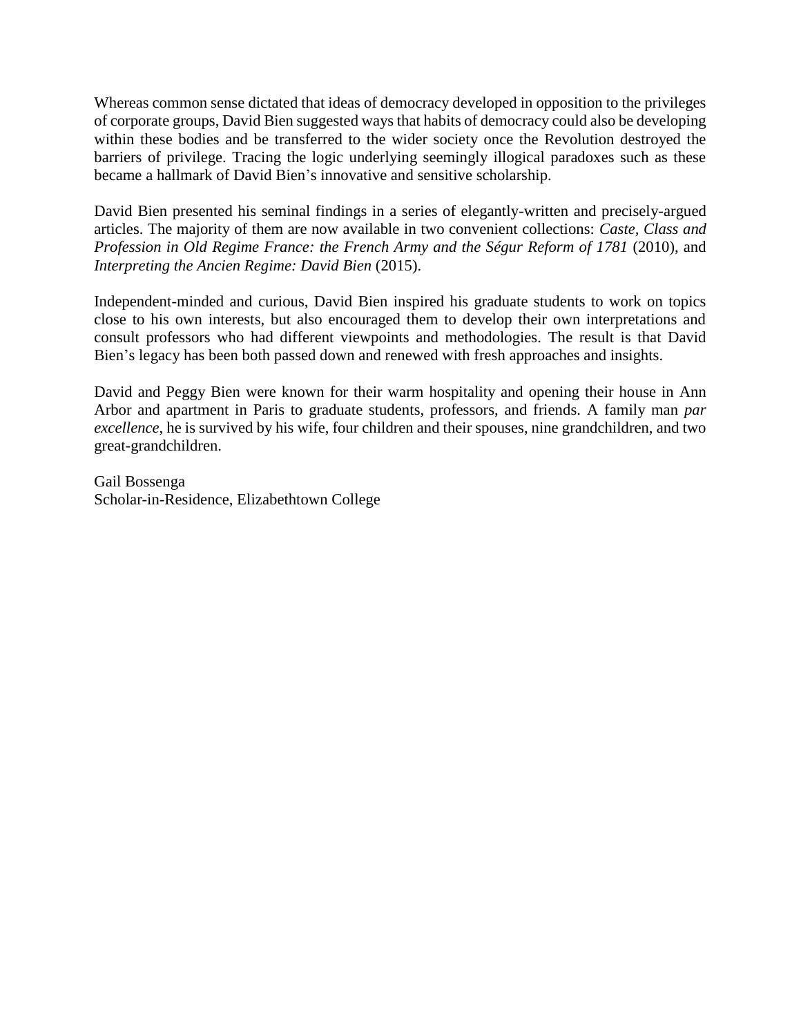Whereas common sense dictated that ideas of democracy developed in opposition to the privileges of corporate groups, David Bien suggested ways that habits of democracy could also be developing within these bodies and be transferred to the wider society once the Revolution destroyed the barriers of privilege. Tracing the logic underlying seemingly illogical paradoxes such as these became a hallmark of David Bien's innovative and sensitive scholarship.

David Bien presented his seminal findings in a series of elegantly-written and precisely-argued articles. The majority of them are now available in two convenient collections: *Caste, Class and Profession in Old Regime France: the French Army and the Ségur Reform of 1781* (2010), and *Interpreting the Ancien Regime: David Bien* (2015).

Independent-minded and curious, David Bien inspired his graduate students to work on topics close to his own interests, but also encouraged them to develop their own interpretations and consult professors who had different viewpoints and methodologies. The result is that David Bien's legacy has been both passed down and renewed with fresh approaches and insights.

David and Peggy Bien were known for their warm hospitality and opening their house in Ann Arbor and apartment in Paris to graduate students, professors, and friends. A family man *par excellence*, he is survived by his wife, four children and their spouses, nine grandchildren, and two great-grandchildren.

Gail Bossenga
Scholar-in-Residence, Elizabethtown College